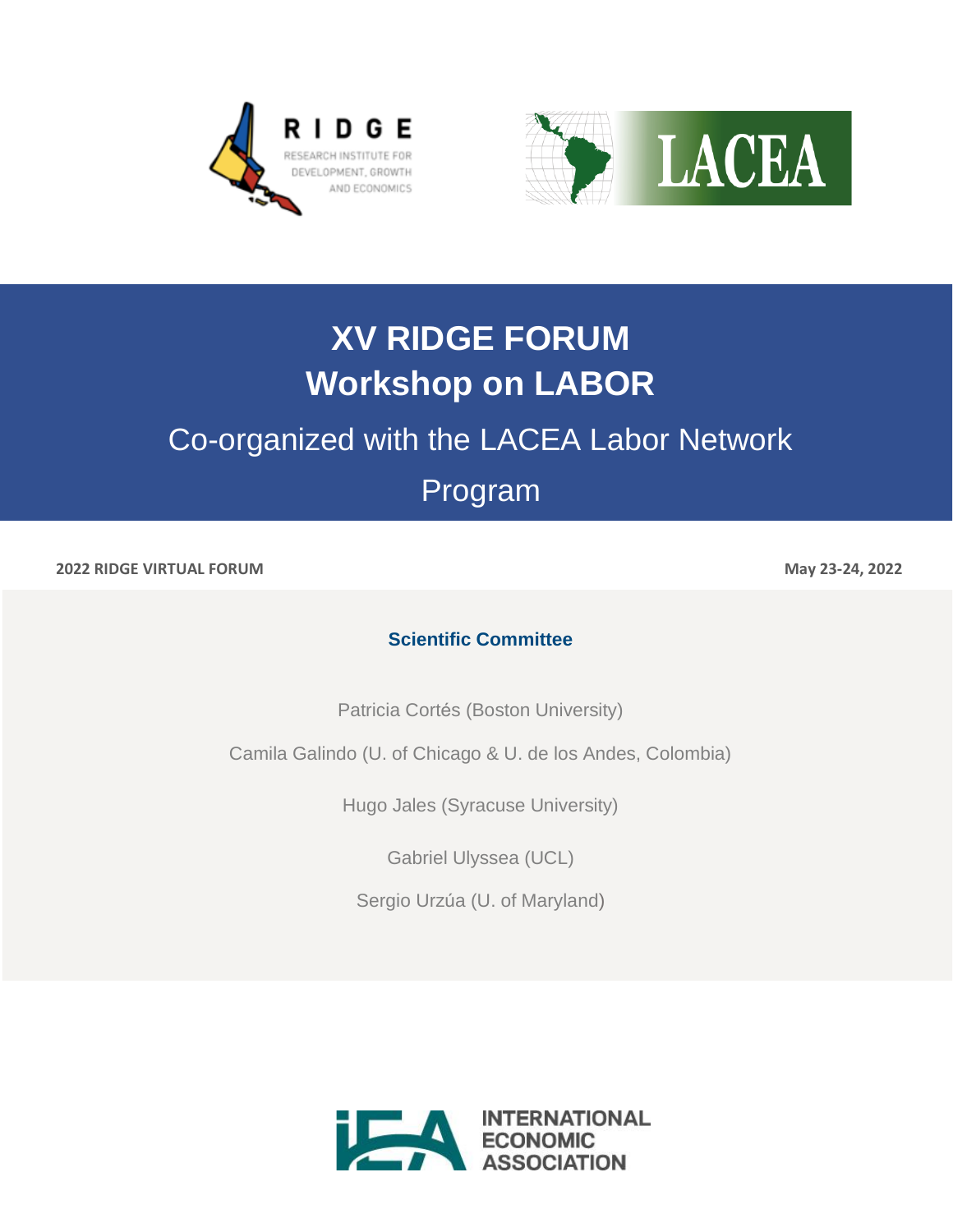# XV RIDGE FORUM
# Workshop on LABOR

## Co-organized with the LACEA Labor Network

## Program

**2022 RIDGE VIRTUAL FORUM** **May 23-24, 2022**

### Scientific Committee

Patricia Cortés (Boston University)

Camila Galindo (U. of Chicago & U. de los Andes, Colombia)

Hugo Jales (Syracuse University)

Gabriel Ulyssea (UCL)

Sergio Urzúa (U. of Maryland)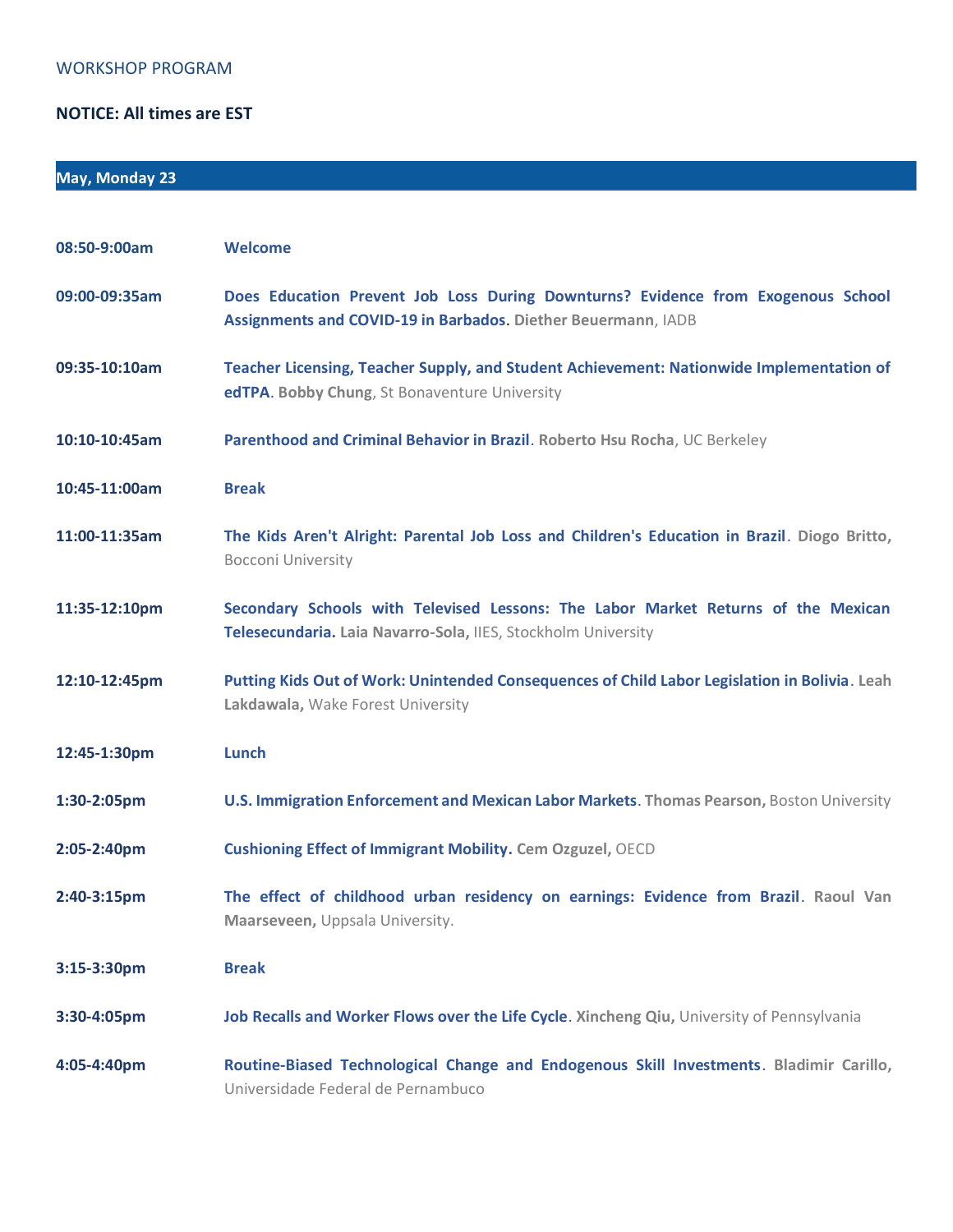WORKSHOP PROGRAM

**NOTICE: All times are EST**

## May, Monday 23

| | |
|---|---|
| **08:50-9:00am** | **Welcome** |
| **09:00-09:35am** | **Does Education Prevent Job Loss During Downturns? Evidence from Exogenous School Assignments and COVID-19 in Barbados**. **Diether Beuermann**, IADB |
| **09:35-10:10am** | **Teacher Licensing, Teacher Supply, and Student Achievement: Nationwide Implementation of edTPA**. **Bobby Chung**, St Bonaventure University |
| **10:10-10:45am** | **Parenthood and Criminal Behavior in Brazil**. **Roberto Hsu Rocha**, UC Berkeley |
| **10:45-11:00am** | **Break** |
| **11:00-11:35am** | **The Kids Aren't Alright: Parental Job Loss and Children's Education in Brazil**. **Diogo Britto,** Bocconi University |
| **11:35-12:10pm** | **Secondary Schools with Televised Lessons: The Labor Market Returns of the Mexican Telesecundaria.** **Laia Navarro-Sola,** IIES, Stockholm University |
| **12:10-12:45pm** | **Putting Kids Out of Work: Unintended Consequences of Child Labor Legislation in Bolivia**. **Leah Lakdawala,** Wake Forest University |
| **12:45-1:30pm** | **Lunch** |
| **1:30-2:05pm** | **U.S. Immigration Enforcement and Mexican Labor Markets**. **Thomas Pearson,** Boston University |
| **2:05-2:40pm** | **Cushioning Effect of Immigrant Mobility.** **Cem Ozguzel,** OECD |
| **2:40-3:15pm** | **The effect of childhood urban residency on earnings: Evidence from Brazil**. **Raoul Van Maarseveen,** Uppsala University. |
| **3:15-3:30pm** | **Break** |
| **3:30-4:05pm** | **Job Recalls and Worker Flows over the Life Cycle**. **Xincheng Qiu,** University of Pennsylvania |
| **4:05-4:40pm** | **Routine-Biased Technological Change and Endogenous Skill Investments**. **Bladimir Carillo,** Universidade Federal de Pernambuco |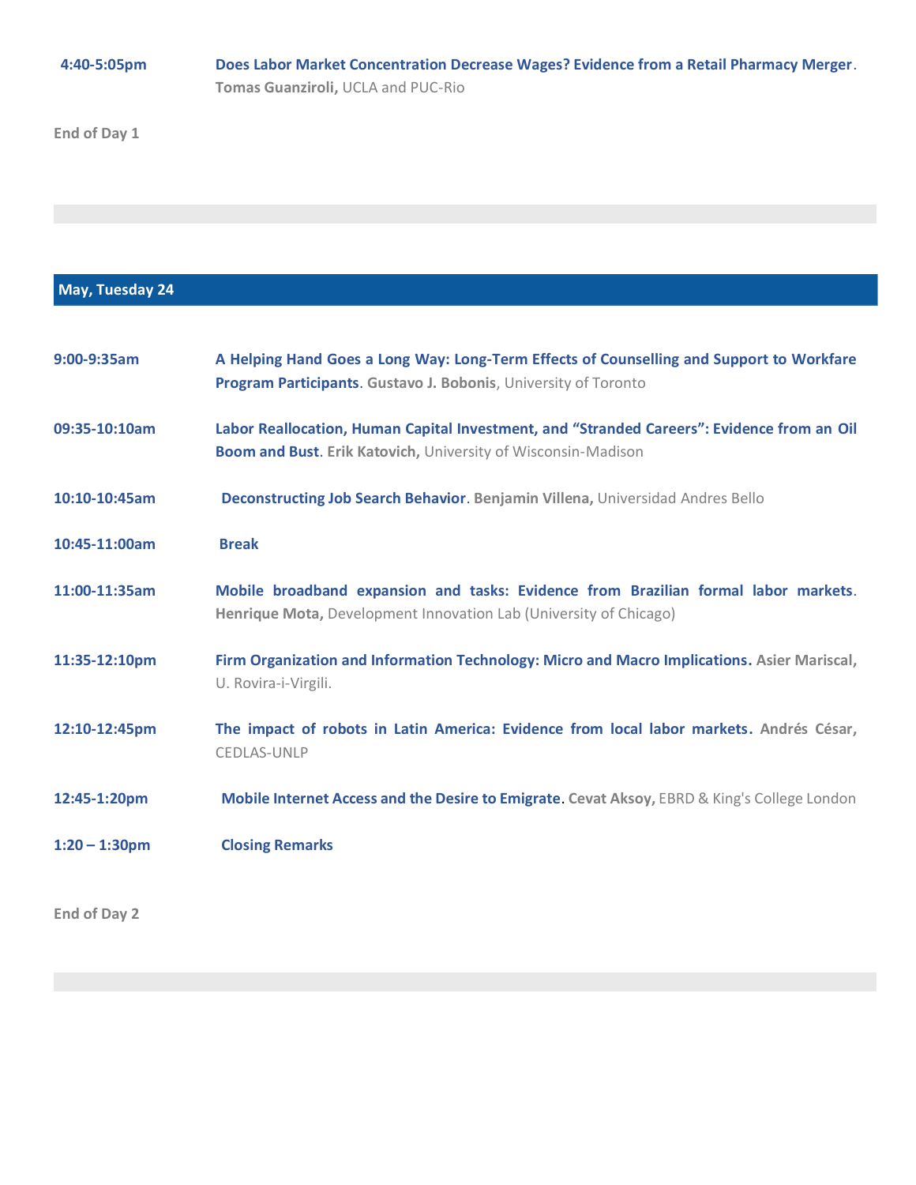4:40-5:05pm **Does Labor Market Concentration Decrease Wages? Evidence from a Retail Pharmacy Merger**. **Tomas Guanziroli,** UCLA and PUC-Rio

**End of Day 1**

## May, Tuesday 24

9:00-9:35am **A Helping Hand Goes a Long Way: Long-Term Effects of Counselling and Support to Workfare Program Participants**. **Gustavo J. Bobonis**, University of Toronto

09:35-10:10am **Labor Reallocation, Human Capital Investment, and "Stranded Careers": Evidence from an Oil Boom and Bust**. **Erik Katovich,** University of Wisconsin-Madison

10:10-10:45am **Deconstructing Job Search Behavior**. **Benjamin Villena,** Universidad Andres Bello

10:45-11:00am **Break**

11:00-11:35am **Mobile broadband expansion and tasks: Evidence from Brazilian formal labor markets**. **Henrique Mota,** Development Innovation Lab (University of Chicago)

11:35-12:10pm **Firm Organization and Information Technology: Micro and Macro Implications. Asier Mariscal,** U. Rovira-i-Virgili.

12:10-12:45pm **The impact of robots in Latin America: Evidence from local labor markets. Andrés César,** CEDLAS-UNLP

12:45-1:20pm **Mobile Internet Access and the Desire to Emigrate**. **Cevat Aksoy,** EBRD & King's College London

1:20 – 1:30pm **Closing Remarks**

**End of Day 2**